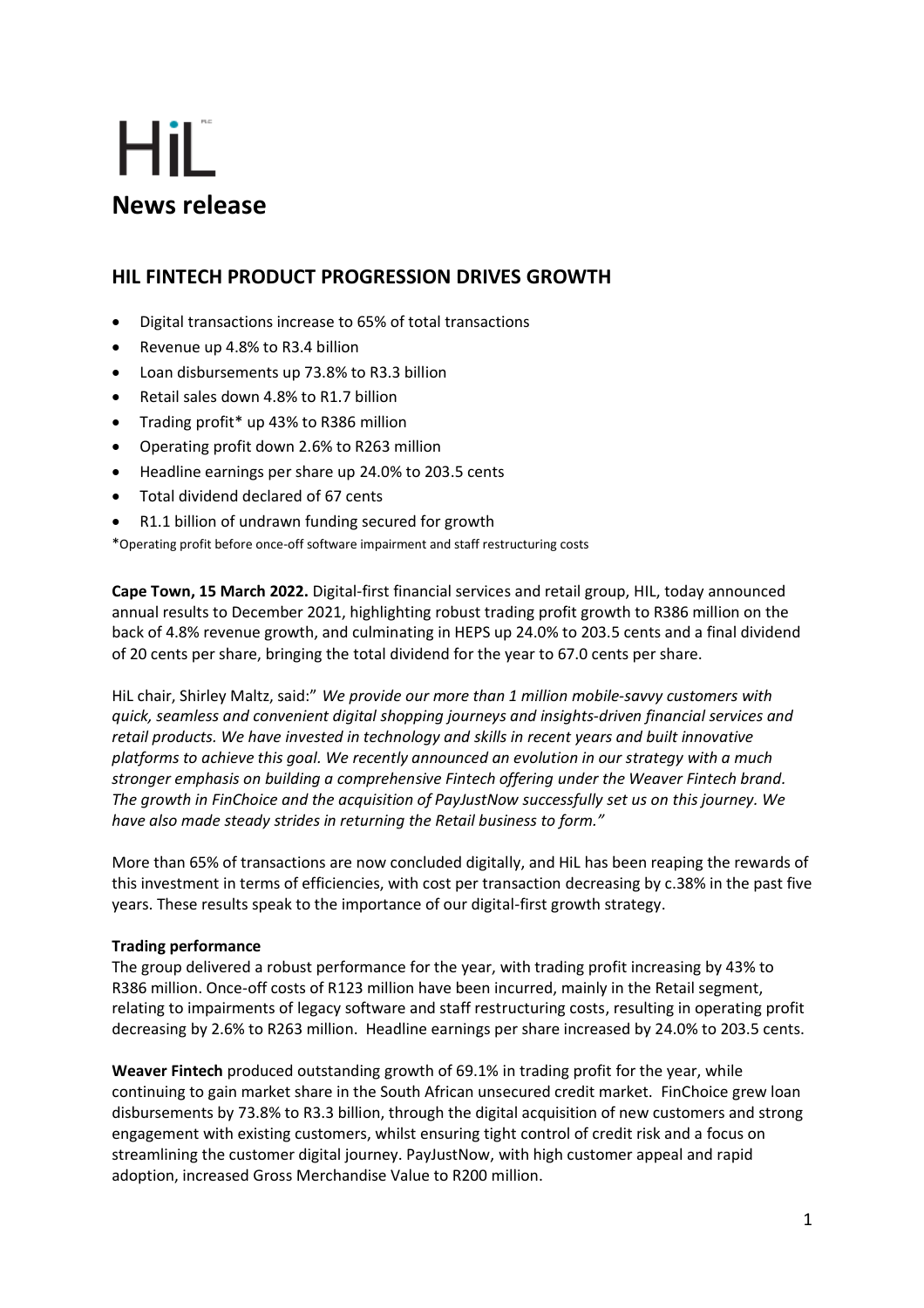# HiL

## News release

## HIL FINTECH PRODUCT PROGRESSION DRIVES GROWTH

- Digital transactions increase to 65% of total transactions
- Revenue up 4.8% to R3.4 billion
- Loan disbursements up 73.8% to R3.3 billion
- Retail sales down 4.8% to R1.7 billion
- Trading profit* up 43% to R386 million
- Operating profit down 2.6% to R263 million
- Headline earnings per share up 24.0% to 203.5 cents
- Total dividend declared of 67 cents
- R1.1 billion of undrawn funding secured for growth

*Operating profit before once-off software impairment and staff restructuring costs

**Cape Town, 15 March 2022.** Digital-first financial services and retail group, HIL, today announced annual results to December 2021, highlighting robust trading profit growth to R386 million on the back of 4.8% revenue growth, and culminating in HEPS up 24.0% to 203.5 cents and a final dividend of 20 cents per share, bringing the total dividend for the year to 67.0 cents per share.

HiL chair, Shirley Maltz, said:" *We provide our more than 1 million mobile-savvy customers with quick, seamless and convenient digital shopping journeys and insights-driven financial services and retail products. We have invested in technology and skills in recent years and built innovative platforms to achieve this goal. We recently announced an evolution in our strategy with a much stronger emphasis on building a comprehensive Fintech offering under the Weaver Fintech brand. The growth in FinChoice and the acquisition of PayJustNow successfully set us on this journey. We have also made steady strides in returning the Retail business to form."*

More than 65% of transactions are now concluded digitally, and HiL has been reaping the rewards of this investment in terms of efficiencies, with cost per transaction decreasing by c.38% in the past five years. These results speak to the importance of our digital-first growth strategy.

**Trading performance**

The group delivered a robust performance for the year, with trading profit increasing by 43% to R386 million. Once-off costs of R123 million have been incurred, mainly in the Retail segment, relating to impairments of legacy software and staff restructuring costs, resulting in operating profit decreasing by 2.6% to R263 million. Headline earnings per share increased by 24.0% to 203.5 cents.

**Weaver Fintech** produced outstanding growth of 69.1% in trading profit for the year, while continuing to gain market share in the South African unsecured credit market. FinChoice grew loan disbursements by 73.8% to R3.3 billion, through the digital acquisition of new customers and strong engagement with existing customers, whilst ensuring tight control of credit risk and a focus on streamlining the customer digital journey. PayJustNow, with high customer appeal and rapid adoption, increased Gross Merchandise Value to R200 million.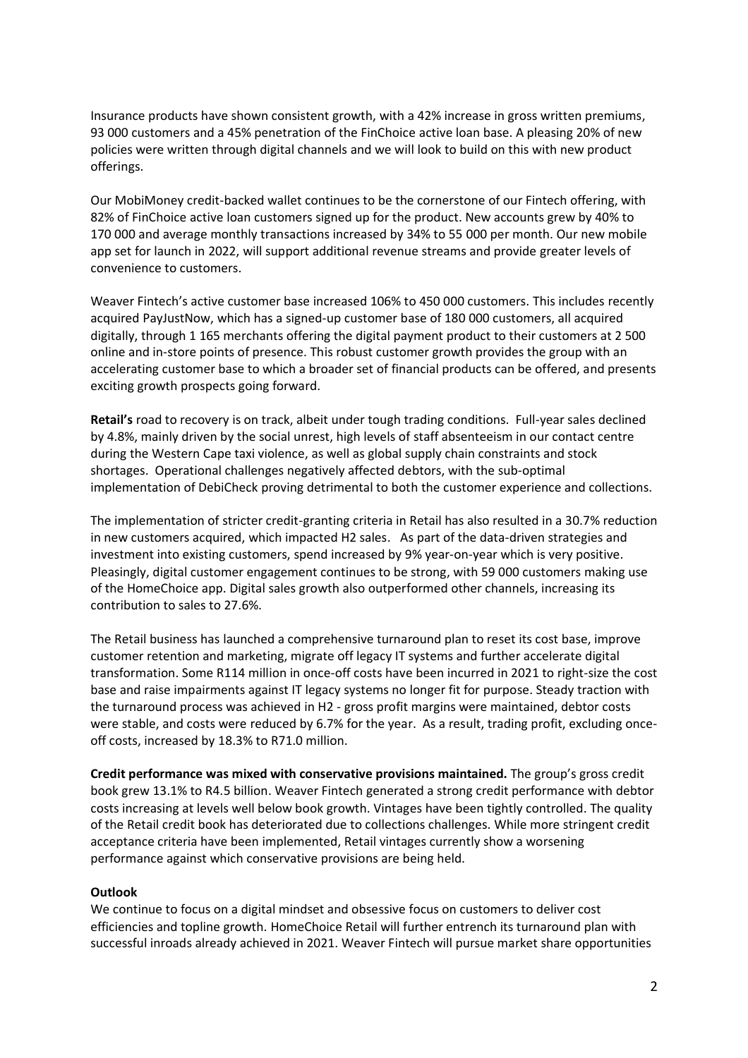Insurance products have shown consistent growth, with a 42% increase in gross written premiums, 93 000 customers and a 45% penetration of the FinChoice active loan base. A pleasing 20% of new policies were written through digital channels and we will look to build on this with new product offerings.

Our MobiMoney credit-backed wallet continues to be the cornerstone of our Fintech offering, with 82% of FinChoice active loan customers signed up for the product. New accounts grew by 40% to 170 000 and average monthly transactions increased by 34% to 55 000 per month. Our new mobile app set for launch in 2022, will support additional revenue streams and provide greater levels of convenience to customers.

Weaver Fintech's active customer base increased 106% to 450 000 customers. This includes recently acquired PayJustNow, which has a signed-up customer base of 180 000 customers, all acquired digitally, through 1 165 merchants offering the digital payment product to their customers at 2 500 online and in-store points of presence. This robust customer growth provides the group with an accelerating customer base to which a broader set of financial products can be offered, and presents exciting growth prospects going forward.

**Retail's** road to recovery is on track, albeit under tough trading conditions. Full-year sales declined by 4.8%, mainly driven by the social unrest, high levels of staff absenteeism in our contact centre during the Western Cape taxi violence, as well as global supply chain constraints and stock shortages. Operational challenges negatively affected debtors, with the sub-optimal implementation of DebiCheck proving detrimental to both the customer experience and collections.

The implementation of stricter credit-granting criteria in Retail has also resulted in a 30.7% reduction in new customers acquired, which impacted H2 sales. As part of the data-driven strategies and investment into existing customers, spend increased by 9% year-on-year which is very positive. Pleasingly, digital customer engagement continues to be strong, with 59 000 customers making use of the HomeChoice app. Digital sales growth also outperformed other channels, increasing its contribution to sales to 27.6%.

The Retail business has launched a comprehensive turnaround plan to reset its cost base, improve customer retention and marketing, migrate off legacy IT systems and further accelerate digital transformation. Some R114 million in once-off costs have been incurred in 2021 to right-size the cost base and raise impairments against IT legacy systems no longer fit for purpose. Steady traction with the turnaround process was achieved in H2 - gross profit margins were maintained, debtor costs were stable, and costs were reduced by 6.7% for the year. As a result, trading profit, excluding once-off costs, increased by 18.3% to R71.0 million.

**Credit performance was mixed with conservative provisions maintained.** The group's gross credit book grew 13.1% to R4.5 billion. Weaver Fintech generated a strong credit performance with debtor costs increasing at levels well below book growth. Vintages have been tightly controlled. The quality of the Retail credit book has deteriorated due to collections challenges. While more stringent credit acceptance criteria have been implemented, Retail vintages currently show a worsening performance against which conservative provisions are being held.

**Outlook**

We continue to focus on a digital mindset and obsessive focus on customers to deliver cost efficiencies and topline growth. HomeChoice Retail will further entrench its turnaround plan with successful inroads already achieved in 2021. Weaver Fintech will pursue market share opportunities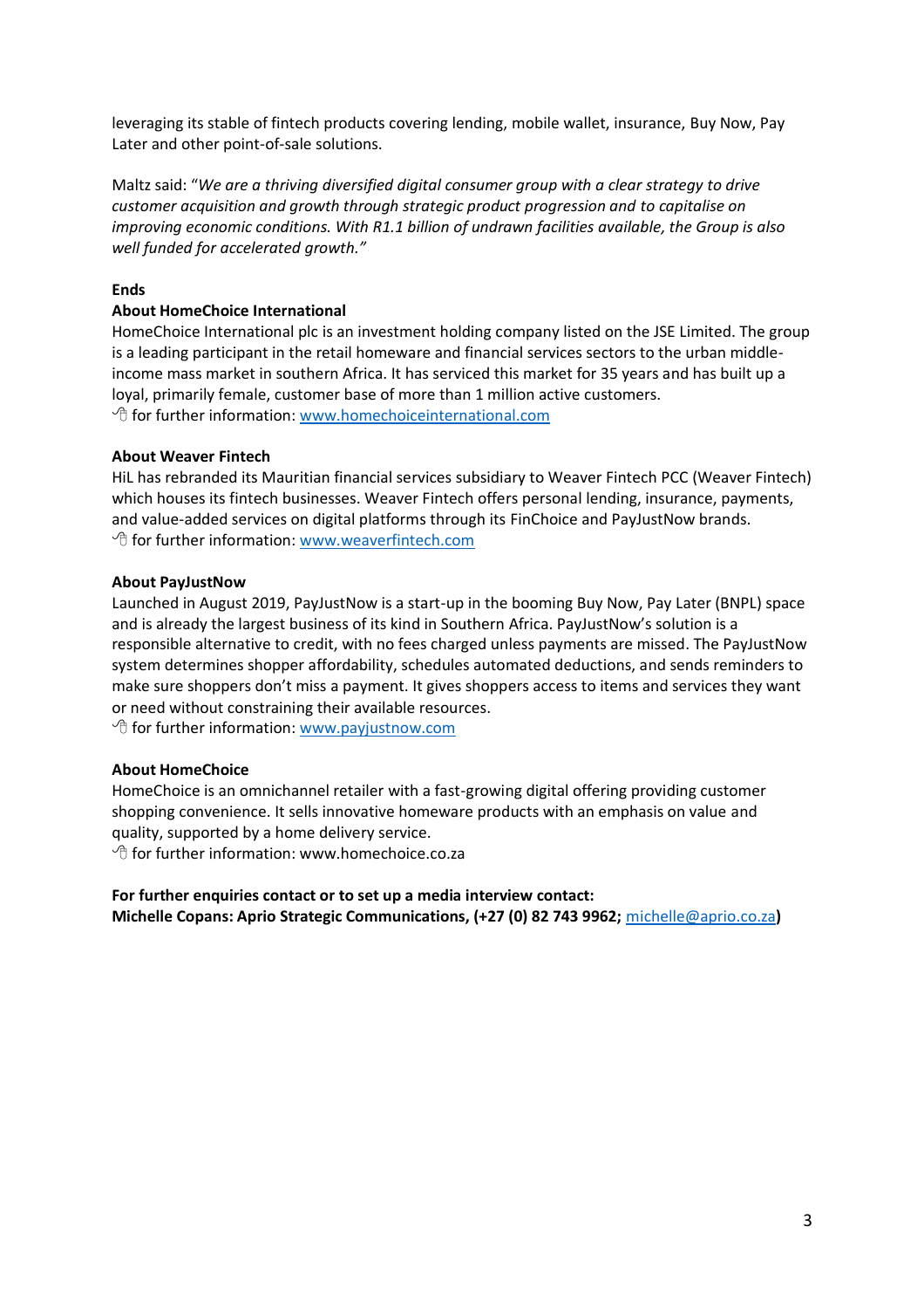leveraging its stable of fintech products covering lending, mobile wallet, insurance, Buy Now, Pay Later and other point-of-sale solutions.

Maltz said: "*We are a thriving diversified digital consumer group with a clear strategy to drive customer acquisition and growth through strategic product progression and to capitalise on improving economic conditions. With R1.1 billion of undrawn facilities available, the Group is also well funded for accelerated growth.*"

**Ends**

**About HomeChoice International**

HomeChoice International plc is an investment holding company listed on the JSE Limited. The group is a leading participant in the retail homeware and financial services sectors to the urban middle-income mass market in southern Africa. It has serviced this market for 35 years and has built up a loyal, primarily female, customer base of more than 1 million active customers.

for further information: [www.homechoiceinternational.com](http://www.homechoiceinternational.com)

**About Weaver Fintech**

HiL has rebranded its Mauritian financial services subsidiary to Weaver Fintech PCC (Weaver Fintech) which houses its fintech businesses. Weaver Fintech offers personal lending, insurance, payments, and value-added services on digital platforms through its FinChoice and PayJustNow brands.

for further information: [www.weaverfintech.com](http://www.weaverfintech.com)

**About PayJustNow**

Launched in August 2019, PayJustNow is a start-up in the booming Buy Now, Pay Later (BNPL) space and is already the largest business of its kind in Southern Africa. PayJustNow's solution is a responsible alternative to credit, with no fees charged unless payments are missed. The PayJustNow system determines shopper affordability, schedules automated deductions, and sends reminders to make sure shoppers don't miss a payment. It gives shoppers access to items and services they want or need without constraining their available resources.

for further information: [www.payjustnow.com](http://www.payjustnow.com)

**About HomeChoice**

HomeChoice is an omnichannel retailer with a fast-growing digital offering providing customer shopping convenience. It sells innovative homeware products with an emphasis on value and quality, supported by a home delivery service.

for further information: www.homechoice.co.za

**For further enquiries contact or to set up a media interview contact:**
**Michelle Copans: Aprio Strategic Communications, (+27 (0) 82 743 9962;** [michelle@aprio.co.za](mailto:michelle@aprio.co.za)**)**